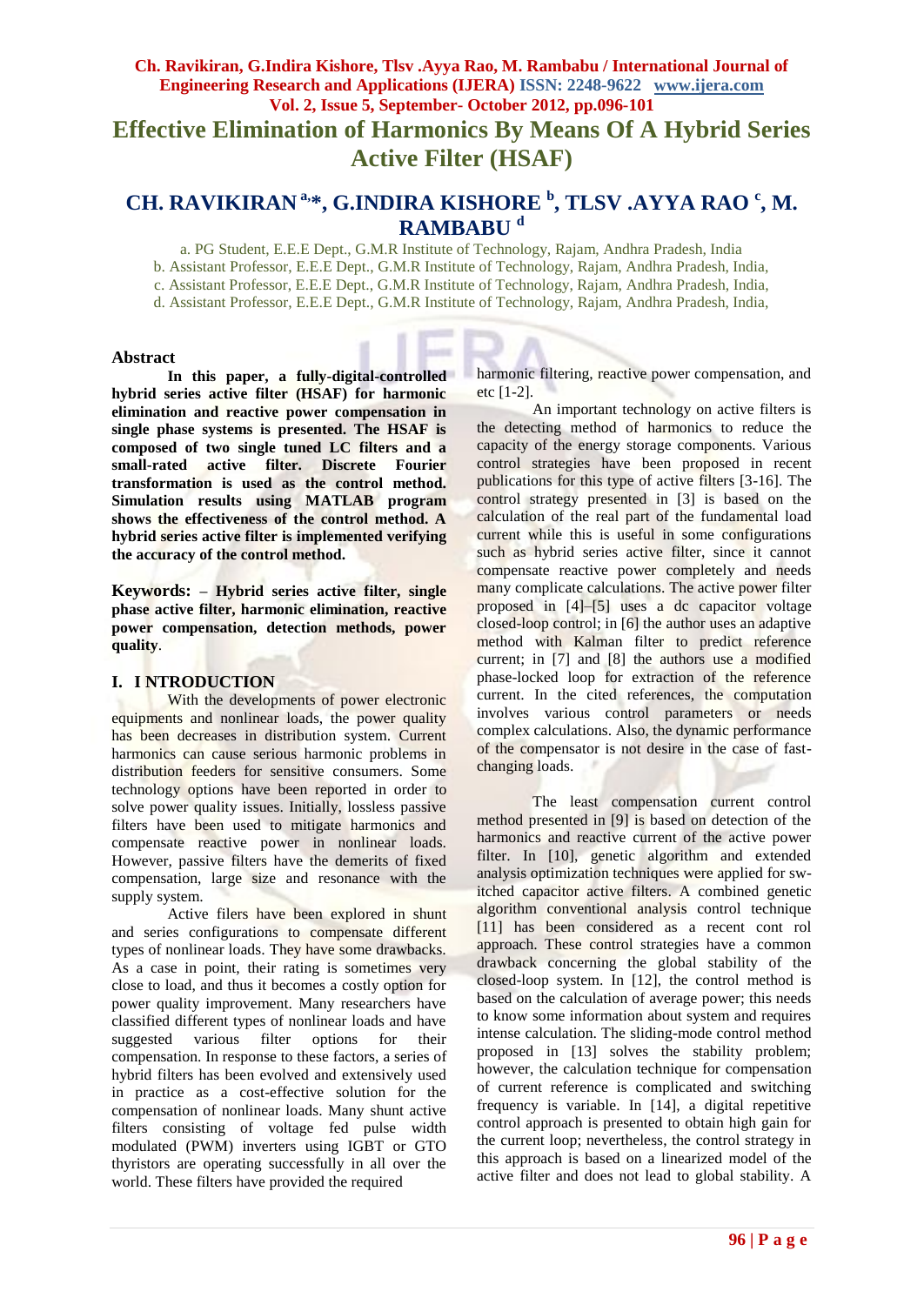# Effective Elimination of Harmonics By Means Of A Hybrid Series Active Filter (HSAF)

## CH. RAVIKIRAN [a,*], G.INDIRA KISHORE [b], TLSV .AYYA RAO [c], M. RAMBABU [d]

a. PG Student, E.E.E Dept., G.M.R Institute of Technology, Rajam, Andhra Pradesh, India
b. Assistant Professor, E.E.E Dept., G.M.R Institute of Technology, Rajam, Andhra Pradesh, India,
c. Assistant Professor, E.E.E Dept., G.M.R Institute of Technology, Rajam, Andhra Pradesh, India,
d. Assistant Professor, E.E.E Dept., G.M.R Institute of Technology, Rajam, Andhra Pradesh, India,

### Abstract

**In this paper, a fully-digital-controlled hybrid series active filter (HSAF) for harmonic elimination and reactive power compensation in single phase systems is presented. The HSAF is composed of two single tuned LC filters and a small-rated active filter. Discrete Fourier transformation is used as the control method. Simulation results using MATLAB program shows the effectiveness of the control method. A hybrid series active filter is implemented verifying the accuracy of the control method.**

**Keywords: – Hybrid series active filter, single phase active filter, harmonic elimination, reactive power compensation, detection methods, power quality**.

## I. I NTRODUCTION

With the developments of power electronic equipments and nonlinear loads, the power quality has been decreases in distribution system. Current harmonics can cause serious harmonic problems in distribution feeders for sensitive consumers. Some technology options have been reported in order to solve power quality issues. Initially, lossless passive filters have been used to mitigate harmonics and compensate reactive power in nonlinear loads. However, passive filters have the demerits of fixed compensation, large size and resonance with the supply system.

Active filers have been explored in shunt and series configurations to compensate different types of nonlinear loads. They have some drawbacks. As a case in point, their rating is sometimes very close to load, and thus it becomes a costly option for power quality improvement. Many researchers have classified different types of nonlinear loads and have suggested various filter options for their compensation. In response to these factors, a series of hybrid filters has been evolved and extensively used in practice as a cost-effective solution for the compensation of nonlinear loads. Many shunt active filters consisting of voltage fed pulse width modulated (PWM) inverters using IGBT or GTO thyristors are operating successfully in all over the world. These filters have provided the required harmonic filtering, reactive power compensation, and etc [1-2].

An important technology on active filters is the detecting method of harmonics to reduce the capacity of the energy storage components. Various control strategies have been proposed in recent publications for this type of active filters [3-16]. The control strategy presented in [3] is based on the calculation of the fundamental load current while this is useful in some configurations such as hybrid series active filter, since it cannot compensate reactive power completely and needs many complicate calculations. The active power filter proposed in [4]–[5] uses a dc capacitor voltage closed-loop control; in [6] the author uses an adaptive method with Kalman filter to predict reference current; in [7] and [8] the authors use a modified phase-locked loop for extraction of the reference current. In the cited references, the computation involves various control parameters or needs complex calculations. Also, the dynamic performance of the compensator is not desire in the case of fast-changing loads.

The least compensation current control method presented in [9] is based on detection of the harmonics and reactive current of the active power filter. In [10], genetic algorithm and extended analysis optimization techniques were applied for sw-itched capacitor active filters. A combined genetic algorithm conventional analysis control technique [11] has been considered as a recent cont rol approach. These control strategies have a common drawback concerning the global stability of the closed-loop system. In [12], the control method is based on the calculation of average power; this needs to know some information about system and requires intense calculation. The sliding-mode control method proposed in [13] solves the stability problem; however, the calculation technique for compensation of current reference is complicated and switching frequency is variable. In [14], a digital repetitive control approach is presented to obtain high gain for the current loop; nevertheless, the control strategy in this approach is based on a linearized model of the active filter and does not lead to global stability. A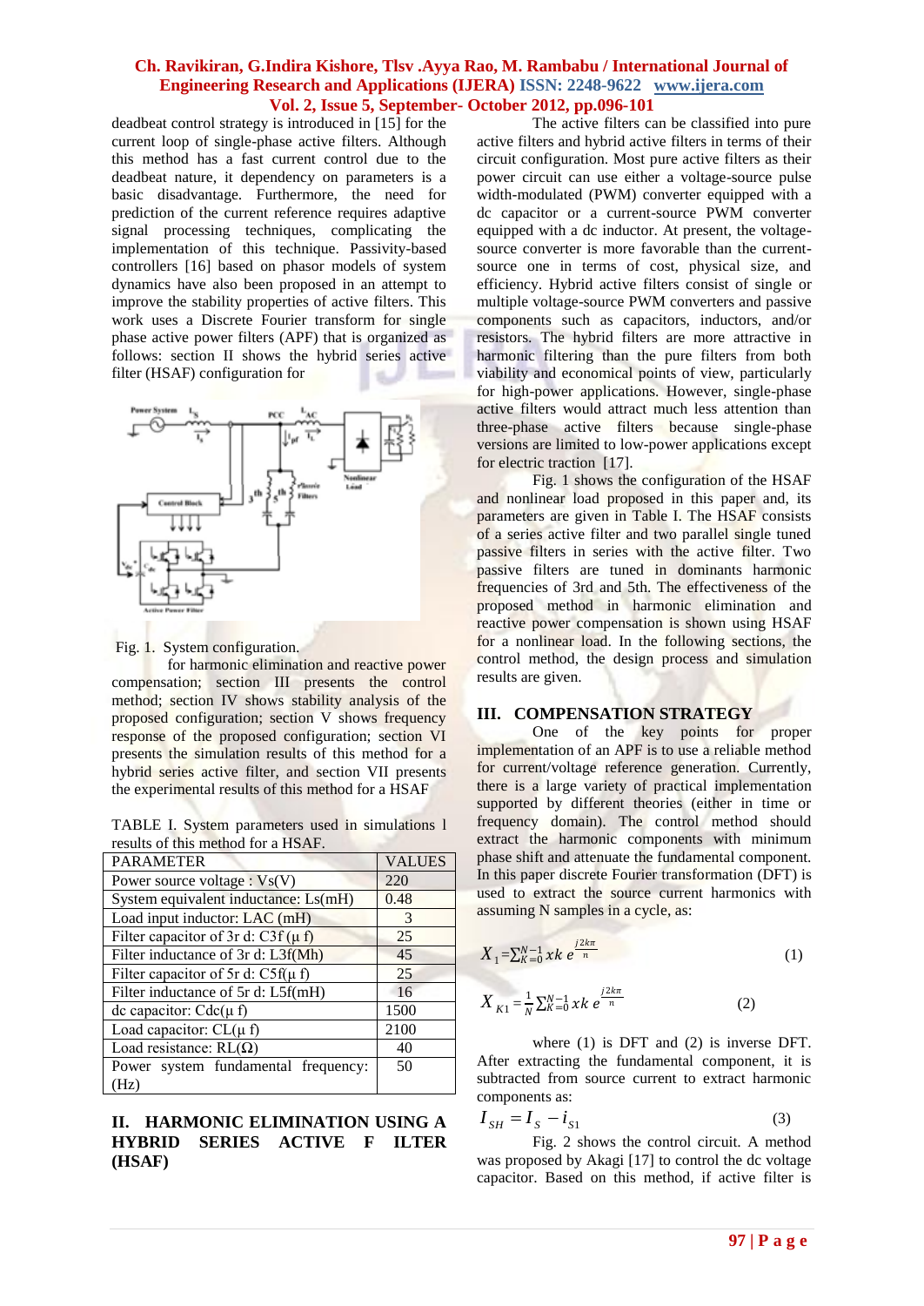deadbeat control strategy is introduced in [15] for the current loop of single-phase active filters. Although this method has a fast current control due to the deadbeat nature, it dependency on parameters is a basic disadvantage. Furthermore, the need for prediction of the current reference requires adaptive signal processing techniques, complicating the implementation of this technique. Passivity-based controllers [16] based on phasor models of system dynamics have also been proposed in an attempt to improve the stability properties of active filters. This work uses a Discrete Fourier transform for single phase active power filters (APF) that is organized as follows: section II shows the hybrid series active filter (HSAF) configuration for

Fig. 1. System configuration.

for harmonic elimination and reactive power compensation; section III presents the control method; section IV shows stability analysis of the proposed configuration; section V shows frequency response of the proposed configuration; section VI presents the simulation results of this method for a hybrid series active filter, and section VII presents the experimental results of this method for a HSAF

TABLE I. System parameters used in simulations l results of this method for a HSAF.

| PARAMETER | VALUES |
|---|---|
| Power source voltage : Vs(V) | 220 |
| System equivalent inductance: Ls(mH) | 0.48 |
| Load input inductor: LAC (mH) | 3 |
| Filter capacitor of 3r d: C3f (μ f) | 25 |
| Filter inductance of 3r d: L3f(Mh) | 45 |
| Filter capacitor of 5r d: C5f(μ f) | 25 |
| Filter inductance of 5r d: L5f(mH) | 16 |
| dc capacitor: Cdc(μ f) | 1500 |
| Load capacitor: CL(μ f) | 2100 |
| Load resistance: RL(Ω) | 40 |
| Power system fundamental frequency: (Hz) | 50 |

## II. HARMONIC ELIMINATION USING A HYBRID SERIES ACTIVE F ILTER (HSAF)

The active filters can be classified into pure active filters and hybrid active filters in terms of their circuit configuration. Most pure active filters as their power circuit can use either a voltage-source pulse width-modulated (PWM) converter equipped with a dc capacitor or a current-source PWM converter equipped with a dc inductor. At present, the voltage-source converter is more favorable than the current-source one in terms of cost, physical size, and efficiency. Hybrid active filters consist of single or multiple voltage-source PWM converters and passive components such as capacitors, inductors, and/or resistors. The hybrid filters are more attractive in harmonic filtering than the pure filters from both viability and economical points of view, particularly for high-power applications. However, single-phase active filters would attract much less attention than three-phase active filters because single-phase versions are limited to low-power applications except for electric traction [17].

Fig. 1 shows the configuration of the HSAF and nonlinear load proposed in this paper and, its parameters are given in Table I. The HSAF consists of a series active filter and two parallel single tuned passive filters in series with the active filter. Two passive filters are tuned in dominants harmonic frequencies of 3rd and 5th. The effectiveness of the proposed method in harmonic elimination and reactive power compensation is shown using HSAF for a nonlinear load. In the following sections, the control method, the design process and simulation results are given.

## III. COMPENSATION STRATEGY

One of the key points for proper implementation of an APF is to use a reliable method for current/voltage reference generation. Currently, there is a large variety of practical implementation supported by different theories (either in time or frequency domain). The control method should extract the harmonic components with minimum phase shift and attenuate the fundamental component. In this paper discrete Fourier transformation (DFT) is used to extract the source current harmonics with assuming N samples in a cycle, as:

$$X_1 = \sum_{K=0}^{N-1} xk\, e^{\frac{j2k\pi}{n}} \qquad (1)$$

$$X_{K1} = \frac{1}{N} \sum_{K=0}^{N-1} xk\, e^{\frac{j2k\pi}{n}} \qquad (2)$$

where (1) is DFT and (2) is inverse DFT. After extracting the fundamental component, it is subtracted from source current to extract harmonic components as:

$$I_{SH} = I_S - i_{S1} \qquad (3)$$

Fig. 2 shows the control circuit. A method was proposed by Akagi [17] to control the dc voltage capacitor. Based on this method, if active filter is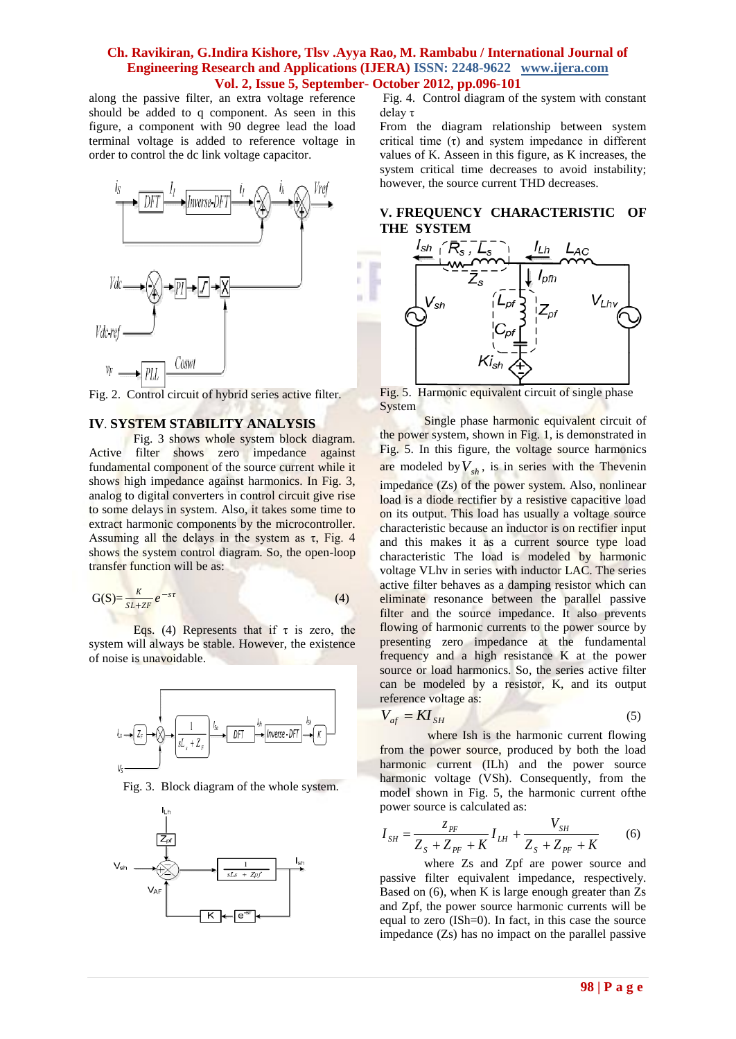along the passive filter, an extra voltage reference should be added to q component. As seen in this figure, a component with 90 degree lead the load terminal voltage is added to reference voltage in order to control the dc link voltage capacitor.

Fig. 2. Control circuit of hybrid series active filter.

## IV. SYSTEM STABILITY ANALYSIS

Fig. 3 shows whole system block diagram. Active filter shows zero impedance against fundamental component of the source current while it shows high impedance against harmonics. In Fig. 3, analog to digital converters in control circuit give rise to some delays in system. Also, it takes some time to extract harmonic components by the microcontroller. Assuming all the delays in the system as τ, Fig. 4 shows the system control diagram. So, the open-loop transfer function will be as:

$$G(S)=\frac{K}{SL+ZF}e^{-s\tau} \qquad (4)$$

Eqs. (4) Represents that if τ is zero, the system will always be stable. However, the existence of noise is unavoidable.

Fig. 3. Block diagram of the whole system.

Fig. 4. Control diagram of the system with constant delay τ

From the diagram relationship between system critical time (τ) and system impedance in different values of K. Asseen in this figure, as K increases, the system critical time decreases to avoid instability; however, the source current THD decreases.

## V. FREQUENCY CHARACTERISTIC OF THE SYSTEM

Fig. 5. Harmonic equivalent circuit of single phase System

Single phase harmonic equivalent circuit of the power system, shown in Fig. 1, is demonstrated in Fig. 5. In this figure, the voltage source harmonics are modeled by $V_{sh}$, is in series with the Thevenin impedance (Zs) of the power system. Also, nonlinear load is a diode rectifier by a resistive capacitive load on its output. This load has usually a voltage source characteristic because an inductor is on rectifier input and this makes it as a current source type load characteristic The load is modeled by harmonic voltage VLhv in series with inductor LAC. The series active filter behaves as a damping resistor which can eliminate resonance between the parallel passive filter and the source impedance. It also prevents flowing of harmonic currents to the power source by presenting zero impedance at the fundamental frequency and a high resistance K at the power source or load harmonics. So, the series active filter can be modeled by a resistor, K, and its output reference voltage as:

$$V_{af} = KI_{SH} \qquad (5)$$

where Ish is the harmonic current flowing from the power source, produced by both the load harmonic current (ILh) and the power source harmonic voltage (VSh). Consequently, from the model shown in Fig. 5, the harmonic current ofthe power source is calculated as:

$$I_{SH} = \frac{Z_{PF}}{Z_S + Z_{PF} + K} I_{LH} + \frac{V_{SH}}{Z_S + Z_{PF} + K} \qquad (6)$$

where Zs and Zpf are power source and passive filter equivalent impedance, respectively. Based on (6), when K is large enough greater than Zs and Zpf, the power source harmonic currents will be equal to zero (ISh=0). In fact, in this case the source impedance (Zs) has no impact on the parallel passive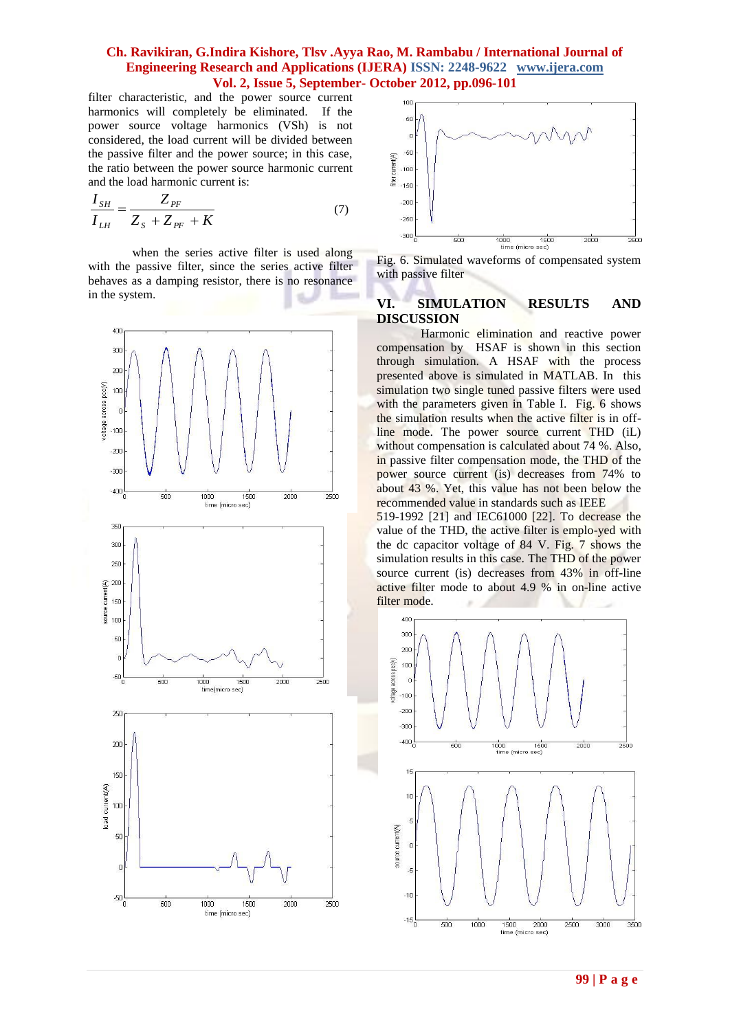filter characteristic, and the power source current harmonics will completely be eliminated. If the power source voltage harmonics (VSh) is not considered, the load current will be divided between the passive filter and the power source; in this case, the ratio between the power source harmonic current and the load harmonic current is:

$$\frac{I_{SH}}{I_{LH}} = \frac{Z_{PF}}{Z_S + Z_{PF} + K} \qquad (7)$$

when the series active filter is used along with the passive filter, since the series active filter behaves as a damping resistor, there is no resonance in the system.

Fig. 6. Simulated waveforms of compensated system with passive filter

## VI. SIMULATION RESULTS AND DISCUSSION

Harmonic elimination and reactive power compensation by HSAF is shown in this section through simulation. A HSAF with the process presented above is simulated in MATLAB. In this simulation two single tuned passive filters were used with the parameters given in Table I. Fig. 6 shows the simulation results when the active filter is in off-line mode. The power source current THD (iL) without compensation is calculated about 74 %. Also, in passive filter compensation mode, the THD of the power source current (is) decreases from 74% to about 43 %. Yet, this value has not been below the recommended value in standards such as IEEE 519-1992 [21] and IEC61000 [22]. To decrease the value of the THD, the active filter is emplo-yed with the dc capacitor voltage of 84 V. Fig. 7 shows the simulation results in this case. The THD of the power source current (is) decreases from 43% in off-line active filter mode to about 4.9 % in on-line active filter mode.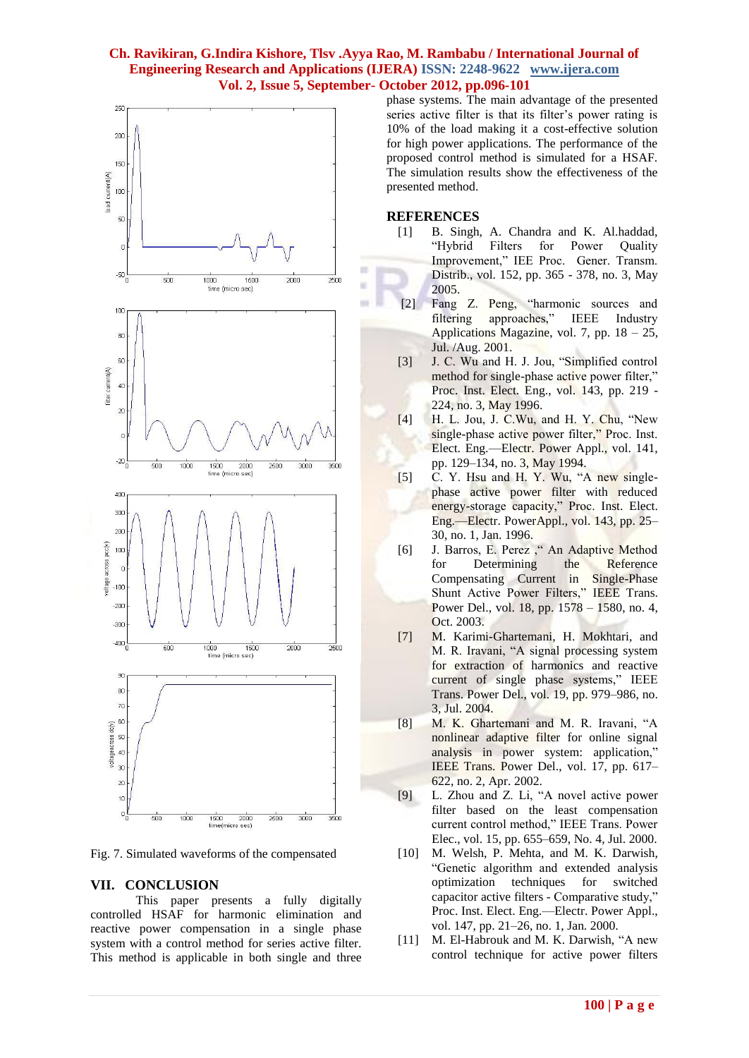Fig. 7. Simulated waveforms of the compensated

## VII. CONCLUSION

This paper presents a fully digitally controlled HSAF for harmonic elimination and reactive power compensation in a single phase system with a control method for series active filter. This method is applicable in both single and three phase systems. The main advantage of the presented series active filter is that its filter's power rating is 10% of the load making it a cost-effective solution for high power applications. The performance of the proposed control method is simulated for a HSAF. The simulation results show the effectiveness of the presented method.

## REFERENCES

[1] B. Singh, A. Chandra and K. Al.haddad, "Hybrid Filters for Power Quality Improvement," IEE Proc. Gener. Transm. Distrib., vol. 152, pp. 365 - 378, no. 3, May 2005.

[2] Fang Z. Peng, "harmonic sources and filtering approaches," IEEE Industry Applications Magazine, vol. 7, pp. 18 – 25, Jul. /Aug. 2001.

[3] J. C. Wu and H. J. Jou, "Simplified control method for single-phase active power filter," Proc. Inst. Elect. Eng., vol. 143, pp. 219 - 224, no. 3, May 1996.

[4] H. L. Jou, J. C.Wu, and H. Y. Chu, "New single-phase active power filter," Proc. Inst. Elect. Eng.—Electr. Power Appl., vol. 141, pp. 129–134, no. 3, May 1994.

[5] C. Y. Hsu and H. Y. Wu, "A new single-phase active power filter with reduced energy-storage capacity," Proc. Inst. Elect. Eng.—Electr. PowerAppl., vol. 143, pp. 25–30, no. 1, Jan. 1996.

[6] J. Barros, E. Perez ," An Adaptive Method for Determining the Reference Compensating Current in Single-Phase Shunt Active Power Filters," IEEE Trans. Power Del., vol. 18, pp. 1578 – 1580, no. 4, Oct. 2003.

[7] M. Karimi-Ghartemani, H. Mokhtari, and M. R. Iravani, "A signal processing system for extraction of harmonics and reactive current of single phase systems," IEEE Trans. Power Del., vol. 19, pp. 979–986, no. 3, Jul. 2004.

[8] M. K. Ghartemani and M. R. Iravani, "A nonlinear adaptive filter for online signal analysis in power system: application," IEEE Trans. Power Del., vol. 17, pp. 617–622, no. 2, Apr. 2002.

[9] L. Zhou and Z. Li, "A novel active power filter based on the least compensation current control method," IEEE Trans. Power Elec., vol. 15, pp. 655–659, No. 4, Jul. 2000.

[10] M. Welsh, P. Mehta, and M. K. Darwish, "Genetic algorithm and extended analysis optimization techniques for switched capacitor active filters - Comparative study," Proc. Inst. Elect. Eng.—Electr. Power Appl., vol. 147, pp. 21–26, no. 1, Jan. 2000.

[11] M. El-Habrouk and M. K. Darwish, "A new control technique for active power filters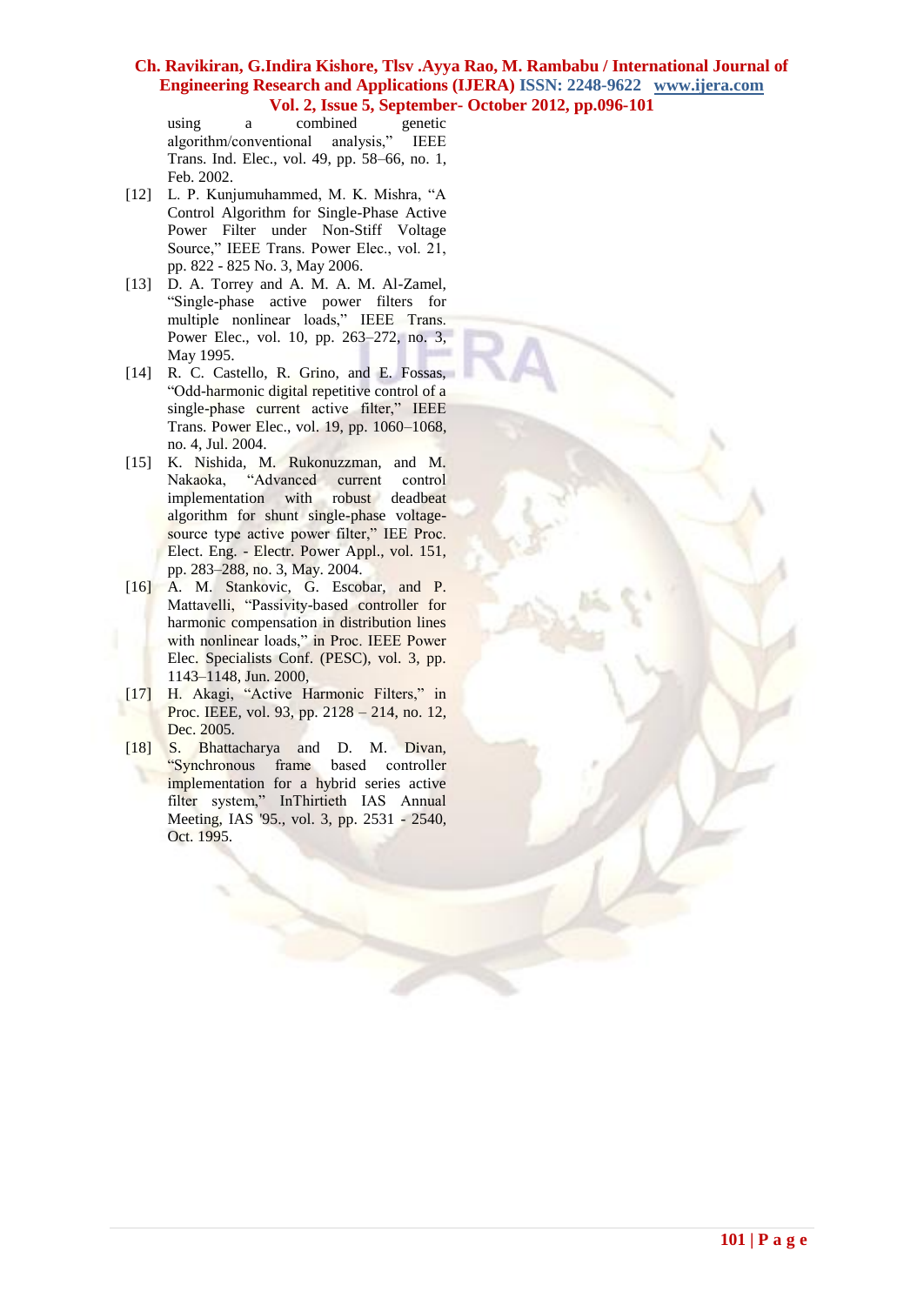using a combined genetic algorithm/conventional analysis," IEEE Trans. Ind. Elec., vol. 49, pp. 58–66, no. 1, Feb. 2002.

[12] L. P. Kunjumuhammed, M. K. Mishra, "A Control Algorithm for Single-Phase Active Power Filter under Non-Stiff Voltage Source," IEEE Trans. Power Elec., vol. 21, pp. 822 - 825 No. 3, May 2006.

[13] D. A. Torrey and A. M. A. M. Al-Zamel, "Single-phase active power filters for multiple nonlinear loads," IEEE Trans. Power Elec., vol. 10, pp. 263–272, no. 3, May 1995.

[14] R. C. Castello, R. Grino, and E. Fossas, "Odd-harmonic digital repetitive control of a single-phase current active filter," IEEE Trans. Power Elec., vol. 19, pp. 1060–1068, no. 4, Jul. 2004.

[15] K. Nishida, M. Rukonuzzman, and M. Nakaoka, "Advanced current control implementation with robust deadbeat algorithm for shunt single-phase voltage-source type active power filter," IEE Proc. Elect. Eng. - Electr. Power Appl., vol. 151, pp. 283–288, no. 3, May. 2004.

[16] A. M. Stankovic, G. Escobar, and P. Mattavelli, "Passivity-based controller for harmonic compensation in distribution lines with nonlinear loads," in Proc. IEEE Power Elec. Specialists Conf. (PESC), vol. 3, pp. 1143–1148, Jun. 2000,

[17] H. Akagi, "Active Harmonic Filters," in Proc. IEEE, vol. 93, pp. 2128 – 214, no. 12, Dec. 2005.

[18] S. Bhattacharya and D. M. Divan, "Synchronous frame based controller implementation for a hybrid series active filter system," InThirtieth IAS Annual Meeting, IAS '95., vol. 3, pp. 2531 - 2540, Oct. 1995.